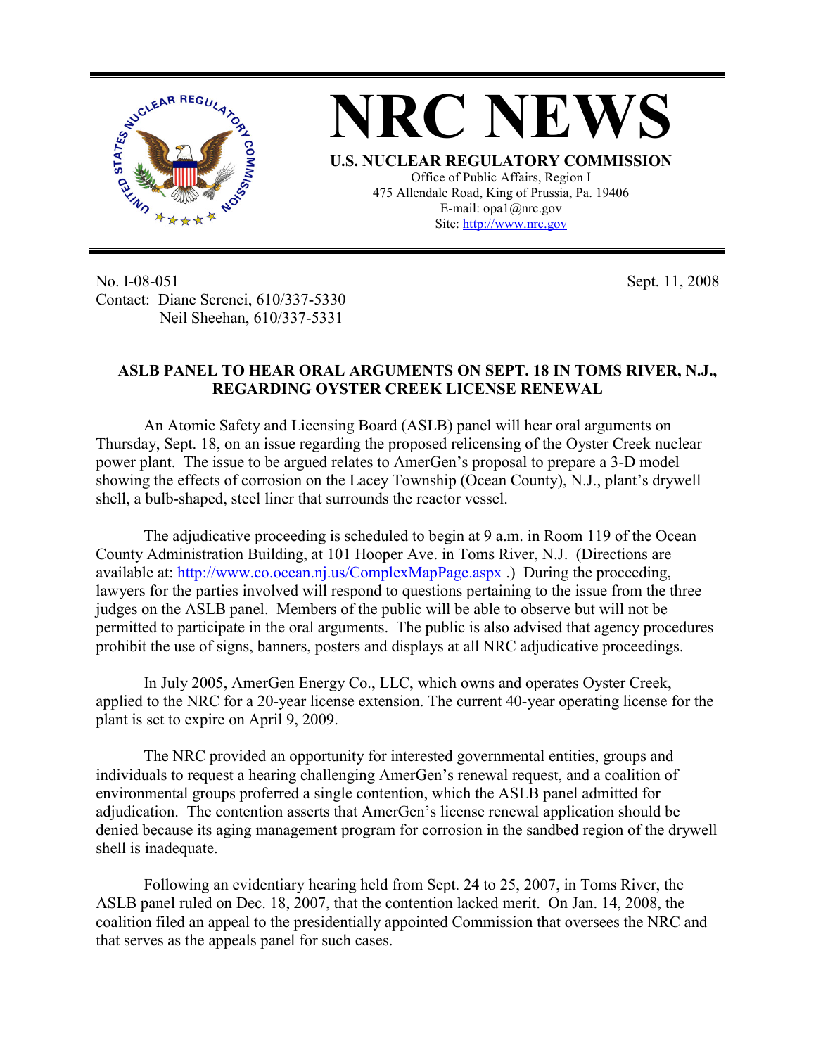# NRC NEWS

**U.S. NUCLEAR REGULATORY COMMISSION**

Office of Public Affairs, Region I
475 Allendale Road, King of Prussia, Pa. 19406
E-mail: opa1@nrc.gov
Site: http://www.nrc.gov

No. I-08-051
Sept. 11, 2008

Contact: Diane Screnci, 610/337-5330
Neil Sheehan, 610/337-5331

## ASLB PANEL TO HEAR ORAL ARGUMENTS ON SEPT. 18 IN TOMS RIVER, N.J., REGARDING OYSTER CREEK LICENSE RENEWAL

An Atomic Safety and Licensing Board (ASLB) panel will hear oral arguments on Thursday, Sept. 18, on an issue regarding the proposed relicensing of the Oyster Creek nuclear power plant. The issue to be argued relates to AmerGen's proposal to prepare a 3-D model showing the effects of corrosion on the Lacey Township (Ocean County), N.J., plant's drywell shell, a bulb-shaped, steel liner that surrounds the reactor vessel.

The adjudicative proceeding is scheduled to begin at 9 a.m. in Room 119 of the Ocean County Administration Building, at 101 Hooper Ave. in Toms River, N.J. (Directions are available at: http://www.co.ocean.nj.us/ComplexMapPage.aspx .) During the proceeding, lawyers for the parties involved will respond to questions pertaining to the issue from the three judges on the ASLB panel. Members of the public will be able to observe but will not be permitted to participate in the oral arguments. The public is also advised that agency procedures prohibit the use of signs, banners, posters and displays at all NRC adjudicative proceedings.

In July 2005, AmerGen Energy Co., LLC, which owns and operates Oyster Creek, applied to the NRC for a 20-year license extension. The current 40-year operating license for the plant is set to expire on April 9, 2009.

The NRC provided an opportunity for interested governmental entities, groups and individuals to request a hearing challenging AmerGen's renewal request, and a coalition of environmental groups proferred a single contention, which the ASLB panel admitted for adjudication. The contention asserts that AmerGen's license renewal application should be denied because its aging management program for corrosion in the sandbed region of the drywell shell is inadequate.

Following an evidentiary hearing held from Sept. 24 to 25, 2007, in Toms River, the ASLB panel ruled on Dec. 18, 2007, that the contention lacked merit. On Jan. 14, 2008, the coalition filed an appeal to the presidentially appointed Commission that oversees the NRC and that serves as the appeals panel for such cases.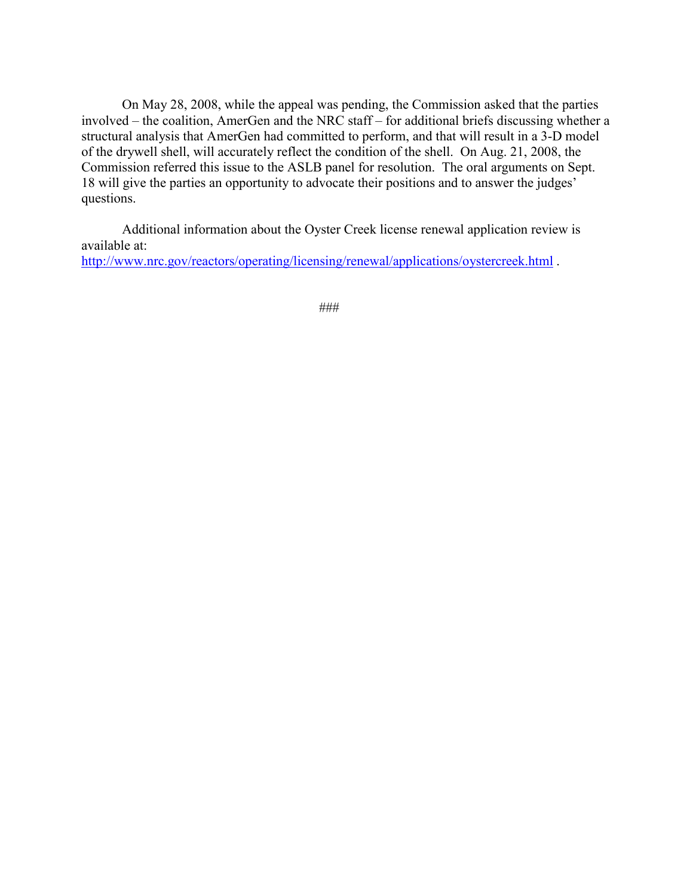On May 28, 2008, while the appeal was pending, the Commission asked that the parties involved – the coalition, AmerGen and the NRC staff – for additional briefs discussing whether a structural analysis that AmerGen had committed to perform, and that will result in a 3-D model of the drywell shell, will accurately reflect the condition of the shell. On Aug. 21, 2008, the Commission referred this issue to the ASLB panel for resolution. The oral arguments on Sept. 18 will give the parties an opportunity to advocate their positions and to answer the judges' questions.

Additional information about the Oyster Creek license renewal application review is available at:
http://www.nrc.gov/reactors/operating/licensing/renewal/applications/oystercreek.html .

###